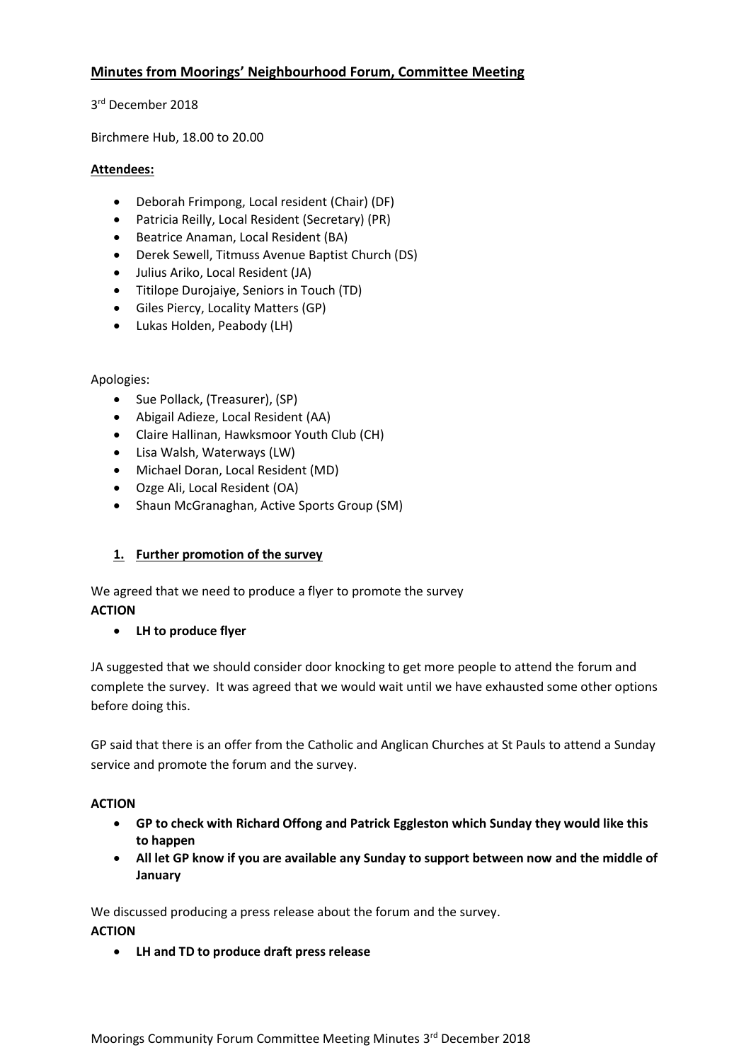# Minutes from Moorings' Neighbourhood Forum, Committee Meeting

3rd December 2018

Birchmere Hub, 18.00 to 20.00

**Attendees:**

- Deborah Frimpong, Local resident (Chair) (DF)
- Patricia Reilly, Local Resident (Secretary) (PR)
- Beatrice Anaman, Local Resident (BA)
- Derek Sewell, Titmuss Avenue Baptist Church (DS)
- Julius Ariko, Local Resident (JA)
- Titilope Durojaiye, Seniors in Touch (TD)
- Giles Piercy, Locality Matters (GP)
- Lukas Holden, Peabody (LH)

Apologies:

- Sue Pollack, (Treasurer), (SP)
- Abigail Adieze, Local Resident (AA)
- Claire Hallinan, Hawksmoor Youth Club (CH)
- Lisa Walsh, Waterways (LW)
- Michael Doran, Local Resident (MD)
- Ozge Ali, Local Resident (OA)
- Shaun McGranaghan, Active Sports Group (SM)

## 1. Further promotion of the survey

We agreed that we need to produce a flyer to promote the survey

**ACTION**

- **LH to produce flyer**

JA suggested that we should consider door knocking to get more people to attend the forum and complete the survey. It was agreed that we would wait until we have exhausted some other options before doing this.

GP said that there is an offer from the Catholic and Anglican Churches at St Pauls to attend a Sunday service and promote the forum and the survey.

**ACTION**

- **GP to check with Richard Offong and Patrick Eggleston which Sunday they would like this to happen**
- **All let GP know if you are available any Sunday to support between now and the middle of January**

We discussed producing a press release about the forum and the survey.

**ACTION**

- **LH and TD to produce draft press release**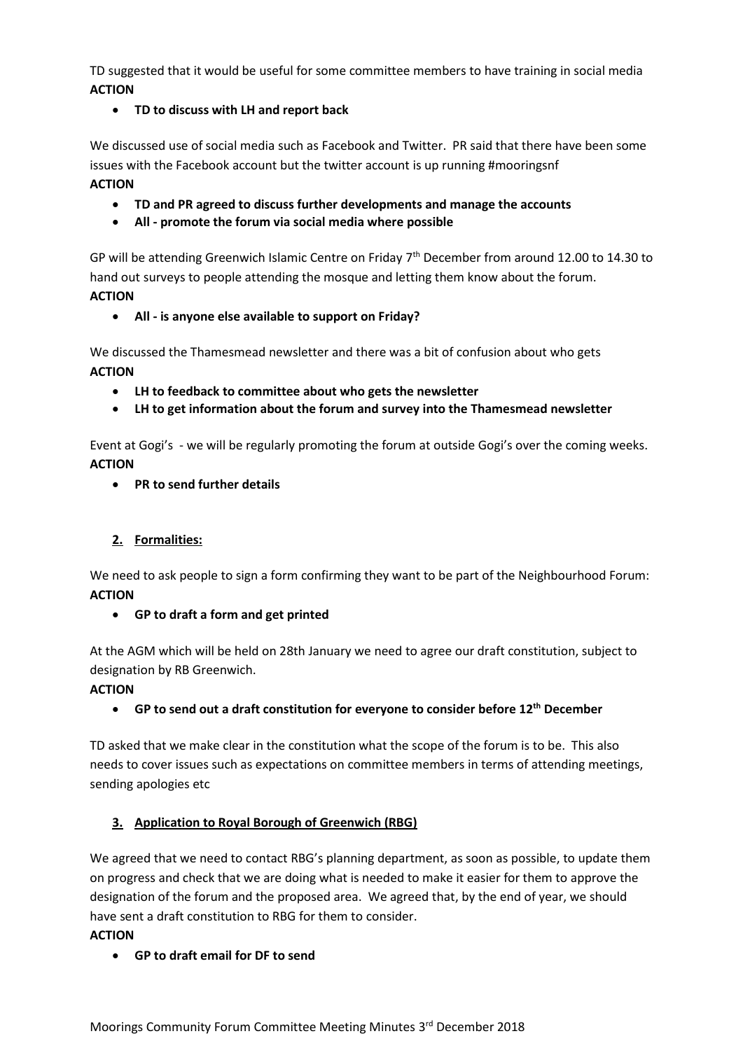TD suggested that it would be useful for some committee members to have training in social media
**ACTION**

- **TD to discuss with LH and report back**

We discussed use of social media such as Facebook and Twitter. PR said that there have been some issues with the Facebook account but the twitter account is up running #mooringsnf
**ACTION**

- **TD and PR agreed to discuss further developments and manage the accounts**
- **All - promote the forum via social media where possible**

GP will be attending Greenwich Islamic Centre on Friday 7th December from around 12.00 to 14.30 to hand out surveys to people attending the mosque and letting them know about the forum.
**ACTION**

- **All - is anyone else available to support on Friday?**

We discussed the Thamesmead newsletter and there was a bit of confusion about who gets
**ACTION**

- **LH to feedback to committee about who gets the newsletter**
- **LH to get information about the forum and survey into the Thamesmead newsletter**

Event at Gogi's - we will be regularly promoting the forum at outside Gogi's over the coming weeks.
**ACTION**

- **PR to send further details**

## 2. Formalities:

We need to ask people to sign a form confirming they want to be part of the Neighbourhood Forum:
**ACTION**

- **GP to draft a form and get printed**

At the AGM which will be held on 28th January we need to agree our draft constitution, subject to designation by RB Greenwich.

**ACTION**

- **GP to send out a draft constitution for everyone to consider before 12th December**

TD asked that we make clear in the constitution what the scope of the forum is to be. This also needs to cover issues such as expectations on committee members in terms of attending meetings, sending apologies etc

## 3. Application to Royal Borough of Greenwich (RBG)

We agreed that we need to contact RBG's planning department, as soon as possible, to update them on progress and check that we are doing what is needed to make it easier for them to approve the designation of the forum and the proposed area. We agreed that, by the end of year, we should have sent a draft constitution to RBG for them to consider.

**ACTION**

- **GP to draft email for DF to send**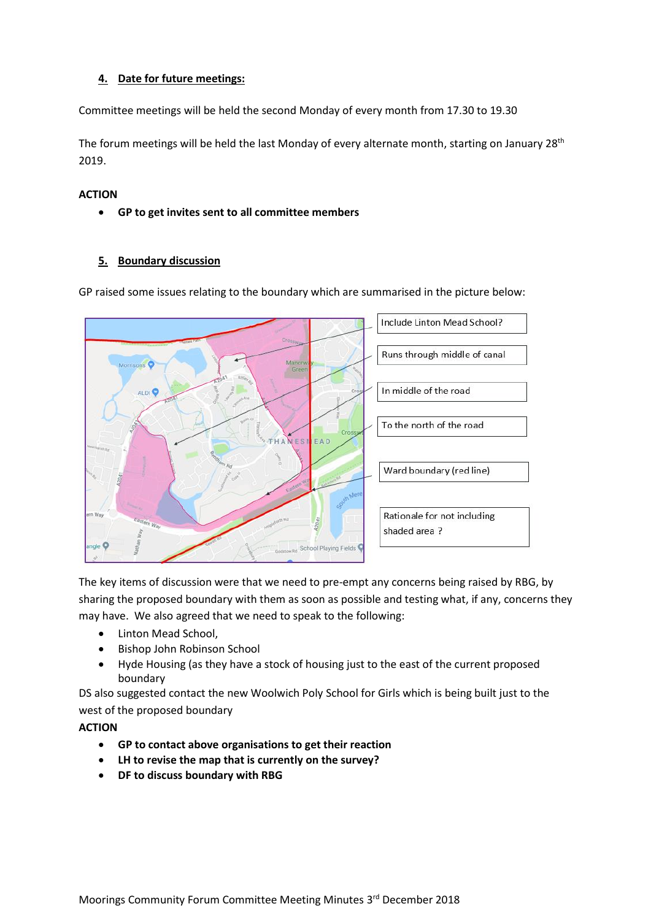## 4. Date for future meetings:

Committee meetings will be held the second Monday of every month from 17.30 to 19.30

The forum meetings will be held the last Monday of every alternate month, starting on January 28th 2019.

**ACTION**

- **GP to get invites sent to all committee members**

## 5. Boundary discussion

GP raised some issues relating to the boundary which are summarised in the picture below:

Include Linton Mead School?

Runs through middle of canal

In middle of the road

To the north of the road

Ward boundary (red line)

Rationale for not including shaded area ?

The key items of discussion were that we need to pre-empt any concerns being raised by RBG, by sharing the proposed boundary with them as soon as possible and testing what, if any, concerns they may have. We also agreed that we need to speak to the following:

- Linton Mead School,
- Bishop John Robinson School
- Hyde Housing (as they have a stock of housing just to the east of the current proposed boundary

DS also suggested contact the new Woolwich Poly School for Girls which is being built just to the west of the proposed boundary

**ACTION**

- **GP to contact above organisations to get their reaction**
- **LH to revise the map that is currently on the survey?**
- **DF to discuss boundary with RBG**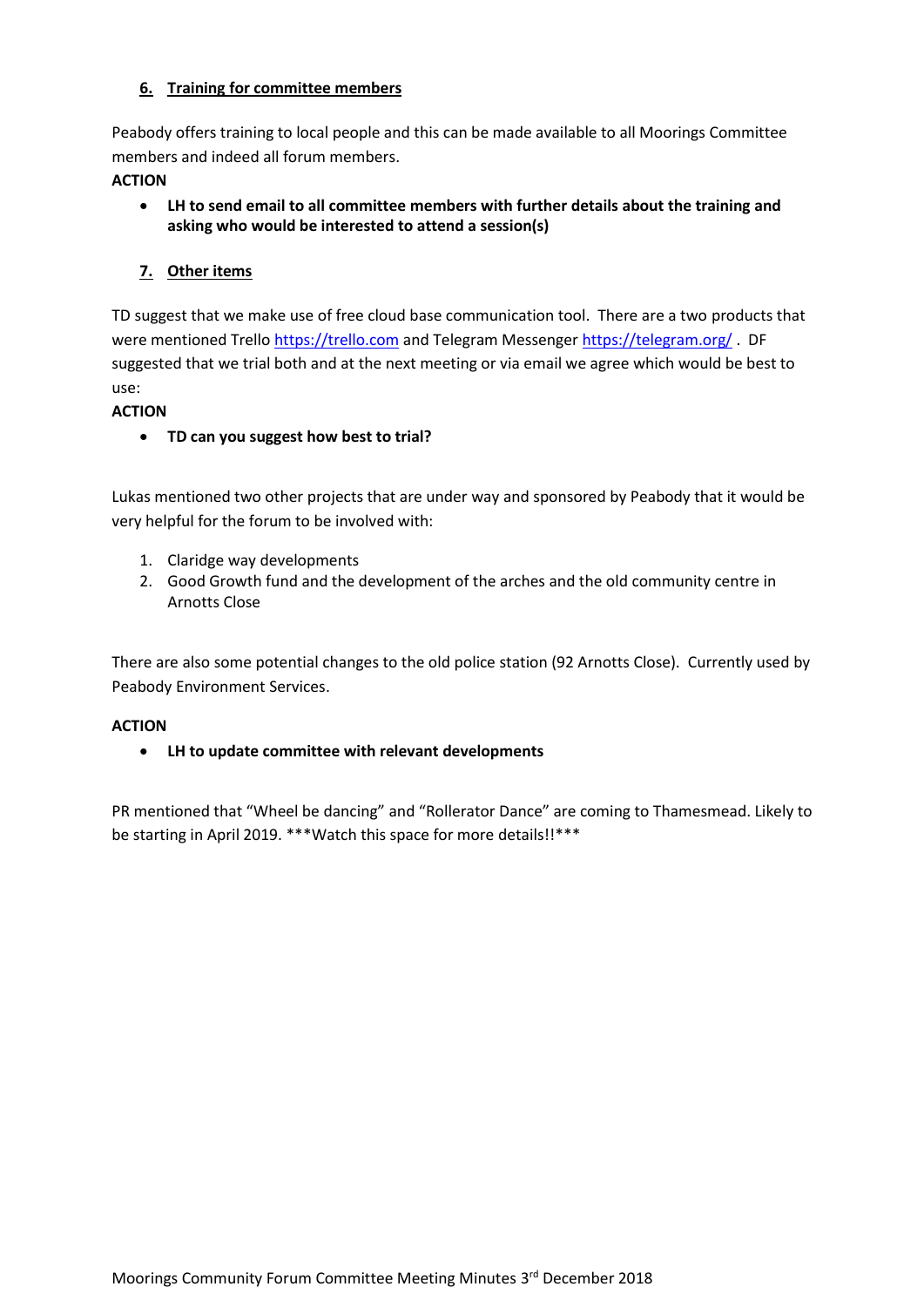## 6. Training for committee members

Peabody offers training to local people and this can be made available to all Moorings Committee members and indeed all forum members.

**ACTION**

- **LH to send email to all committee members with further details about the training and asking who would be interested to attend a session(s)**

## 7. Other items

TD suggest that we make use of free cloud base communication tool. There are a two products that were mentioned Trello https://trello.com and Telegram Messenger https://telegram.org/ . DF suggested that we trial both and at the next meeting or via email we agree which would be best to use:

**ACTION**

- **TD can you suggest how best to trial?**

Lukas mentioned two other projects that are under way and sponsored by Peabody that it would be very helpful for the forum to be involved with:

1. Claridge way developments
2. Good Growth fund and the development of the arches and the old community centre in Arnotts Close

There are also some potential changes to the old police station (92 Arnotts Close). Currently used by Peabody Environment Services.

**ACTION**

- **LH to update committee with relevant developments**

PR mentioned that "Wheel be dancing" and "Rollerator Dance" are coming to Thamesmead. Likely to be starting in April 2019. ***Watch this space for more details!!***